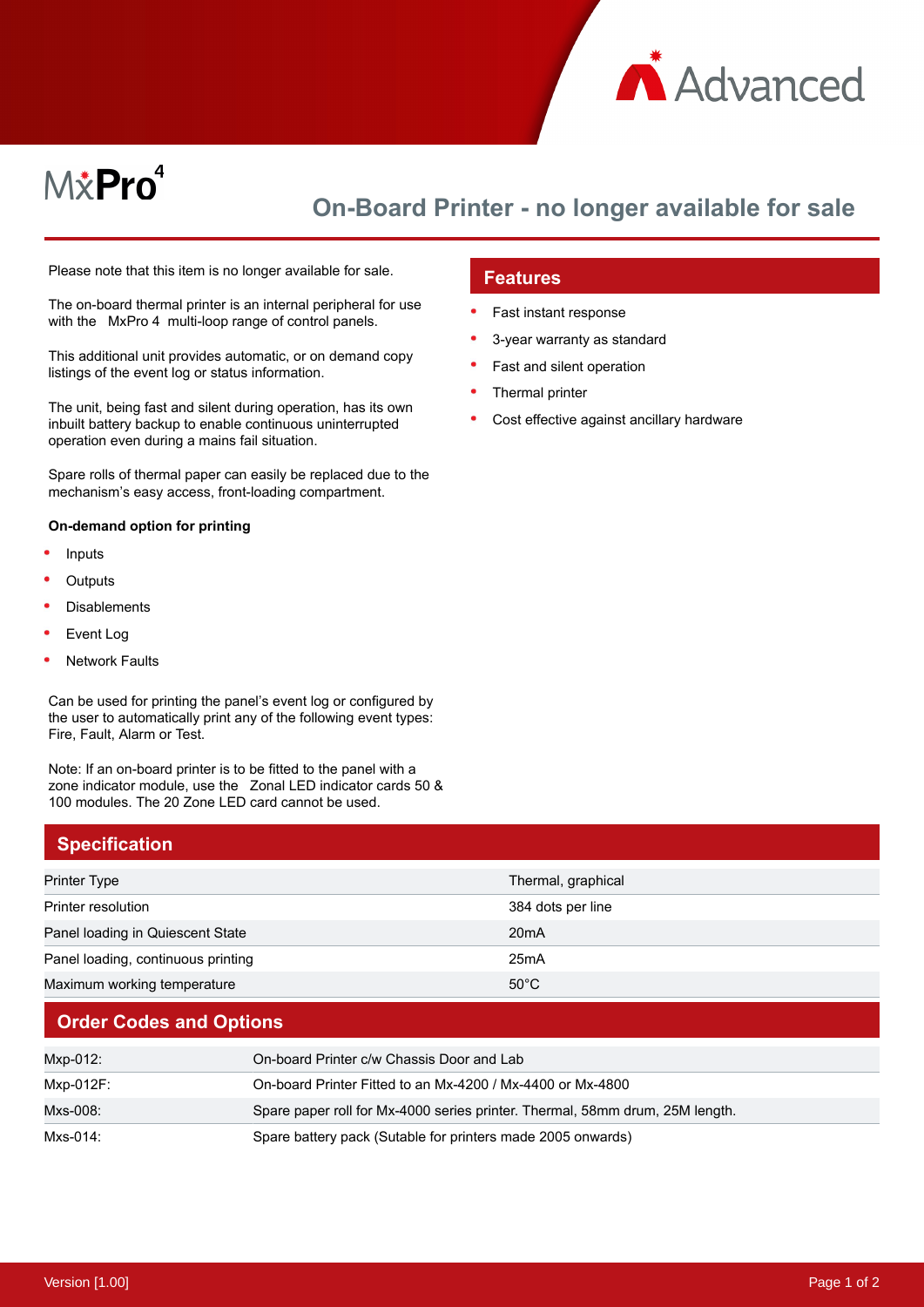MxPro 4

# On-Board Printer - no longer available for sale

Please note that this item is no longer available for sale.

The on-board thermal printer is an internal peripheral for use with the MxPro 4 multi-loop range of control panels.

This additional unit provides automatic, or on demand copy listings of the event log or status information.

The unit, being fast and silent during operation, has its own inbuilt battery backup to enable continuous uninterrupted operation even during a mains fail situation.

Spare rolls of thermal paper can easily be replaced due to the mechanism's easy access, front-loading compartment.

**On-demand option for printing**

- Inputs
- Outputs
- Disablements
- Event Log
- Network Faults

Can be used for printing the panel's event log or configured by the user to automatically print any of the following event types: Fire, Fault, Alarm or Test.

Note: If an on-board printer is to be fitted to the panel with a zone indicator module, use the Zonal LED indicator cards 50 & 100 modules. The 20 Zone LED card cannot be used.

## Features

- Fast instant response
- 3-year warranty as standard
- Fast and silent operation
- Thermal printer
- Cost effective against ancillary hardware

## Specification

| | |
|---|---|
| Printer Type | Thermal, graphical |
| Printer resolution | 384 dots per line |
| Panel loading in Quiescent State | 20mA |
| Panel loading, continuous printing | 25mA |
| Maximum working temperature | 50°C |

## Order Codes and Options

| | |
|---|---|
| Mxp-012: | On-board Printer c/w Chassis Door and Lab |
| Mxp-012F: | On-board Printer Fitted to an Mx-4200 / Mx-4400 or Mx-4800 |
| Mxs-008: | Spare paper roll for Mx-4000 series printer. Thermal, 58mm drum, 25M length. |
| Mxs-014: | Spare battery pack (Sutable for printers made 2005 onwards) |

Version [1.00]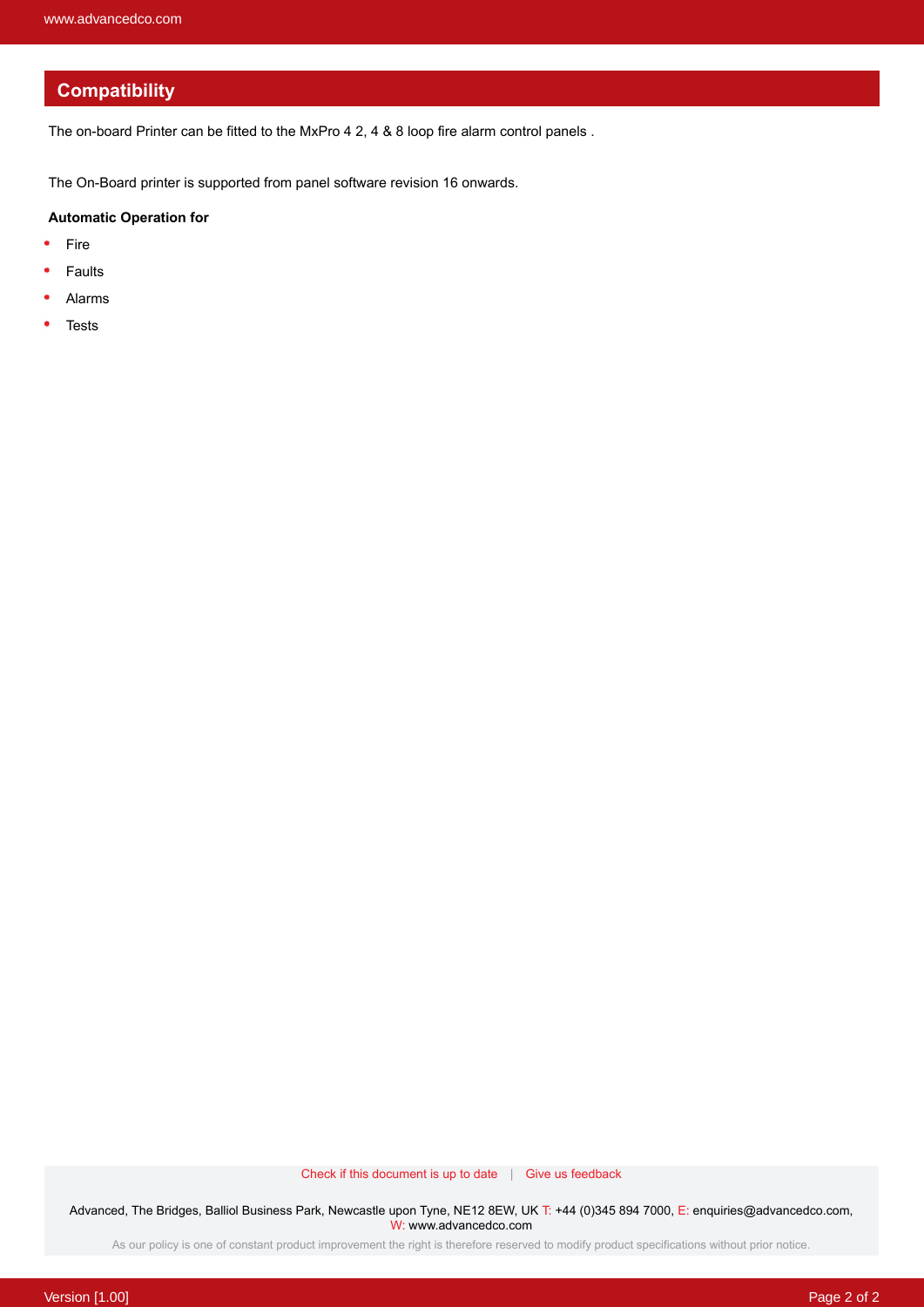## Compatibility

The on-board Printer can be fitted to the MxPro 4 2, 4 & 8 loop fire alarm control panels .

The On-Board printer is supported from panel software revision 16 onwards.

**Automatic Operation for**

- Fire
- Faults
- Alarms
- Tests

Check if this document is up to date | Give us feedback

Advanced, The Bridges, Balliol Business Park, Newcastle upon Tyne, NE12 8EW, UK T: +44 (0)345 894 7000, E: enquiries@advancedco.com, W: www.advancedco.com

As our policy is one of constant product improvement the right is therefore reserved to modify product specifications without prior notice.

Version [1.00]